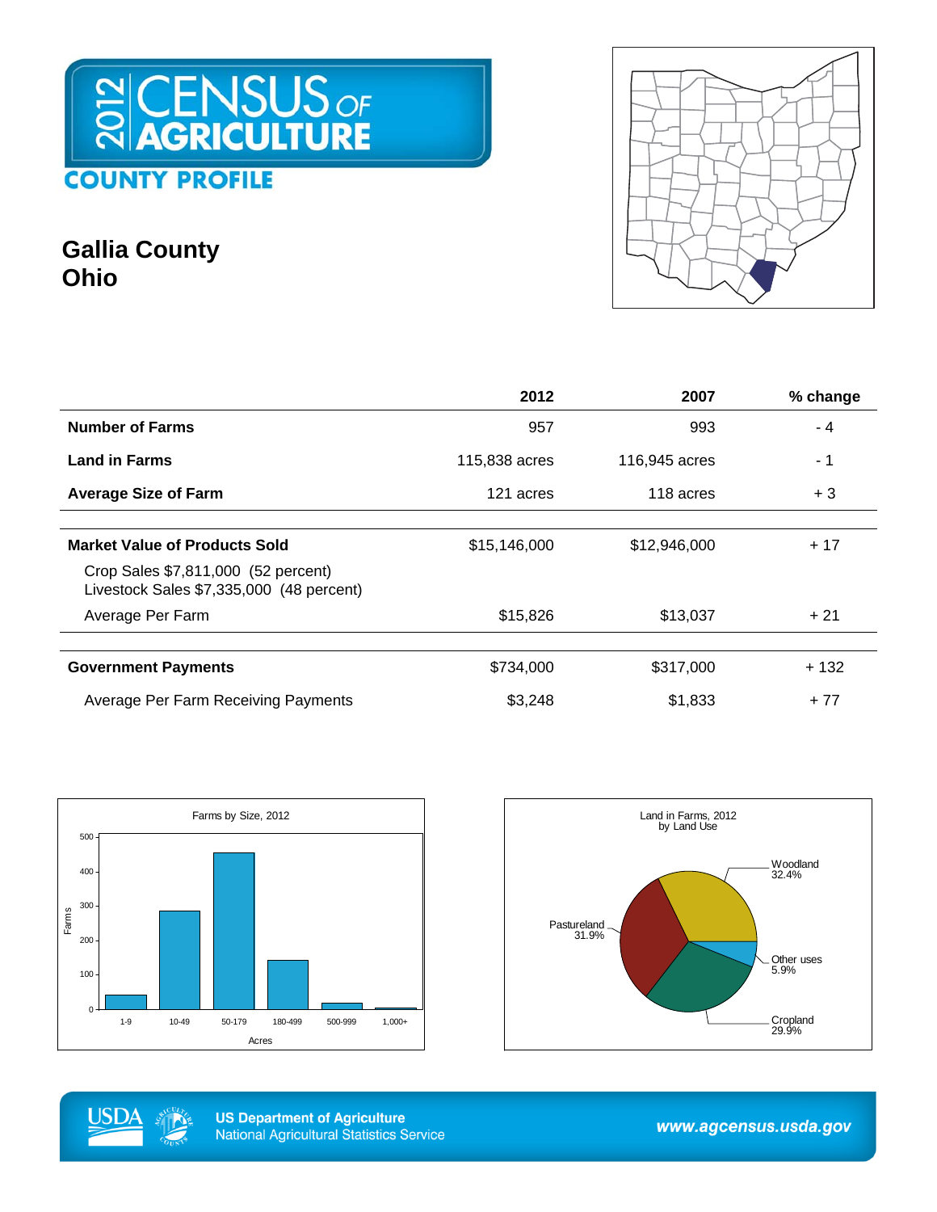# 2012 CENSUS OF AGRICULTURE

## COUNTY PROFILE

# Gallia County Ohio

| | 2012 | 2007 | % change |
|---|---|---|---|
| **Number of Farms** | 957 | 993 | - 4 |
| **Land in Farms** | 115,838 acres | 116,945 acres | - 1 |
| **Average Size of Farm** | 121 acres | 118 acres | + 3 |
| **Market Value of Products Sold** | $15,146,000 | $12,946,000 | + 17 |
| Crop Sales $7,811,000 (52 percent) Livestock Sales $7,335,000 (48 percent) | | | |
| Average Per Farm | $15,826 | $13,037 | + 21 |
| **Government Payments** | $734,000 | $317,000 | + 132 |
| Average Per Farm Receiving Payments | $3,248 | $1,833 | + 77 |

Farms by Size, 2012

Land in Farms, 2012 by Land Use

- Woodland 32.4%
- Pastureland 31.9%
- Cropland 29.9%
- Other uses 5.9%

US Department of Agriculture
National Agricultural Statistics Service

www.agcensus.usda.gov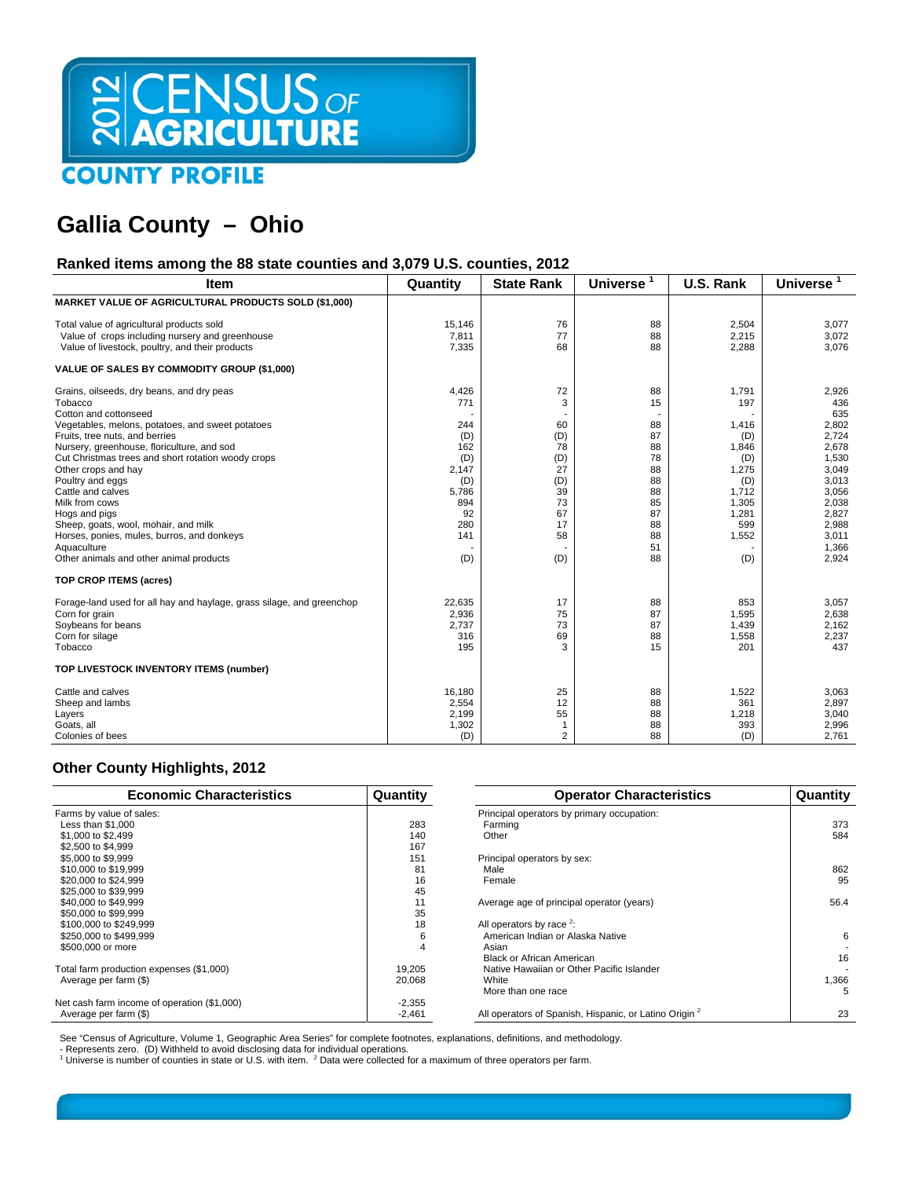# 2012 CENSUS OF AGRICULTURE

## COUNTY PROFILE

# Gallia County – Ohio

## Ranked items among the 88 state counties and 3,079 U.S. counties, 2012

| Item | Quantity | State Rank | Universe [1] | U.S. Rank | Universe [1] |
|---|---|---|---|---|---|
| **MARKET VALUE OF AGRICULTURAL PRODUCTS SOLD ($1,000)** | | | | | |
| Total value of agricultural products sold | 15,146 | 76 | 88 | 2,504 | 3,077 |
| Value of crops including nursery and greenhouse | 7,811 | 77 | 88 | 2,215 | 3,072 |
| Value of livestock, poultry, and their products | 7,335 | 68 | 88 | 2,288 | 3,076 |
| **VALUE OF SALES BY COMMODITY GROUP ($1,000)** | | | | | |
| Grains, oilseeds, dry beans, and dry peas | 4,426 | 72 | 88 | 1,791 | 2,926 |
| Tobacco | 771 | 3 | 15 | 197 | 436 |
| Cotton and cottonseed | - | - | - | - | 635 |
| Vegetables, melons, potatoes, and sweet potatoes | 244 | 60 | 88 | 1,416 | 2,802 |
| Fruits, tree nuts, and berries | (D) | (D) | 87 | (D) | 2,724 |
| Nursery, greenhouse, floriculture, and sod | 162 | 78 | 88 | 1,846 | 2,678 |
| Cut Christmas trees and short rotation woody crops | (D) | (D) | 78 | (D) | 1,530 |
| Other crops and hay | 2,147 | 27 | 88 | 1,275 | 3,049 |
| Poultry and eggs | (D) | (D) | 88 | (D) | 3,013 |
| Cattle and calves | 5,786 | 39 | 88 | 1,712 | 3,056 |
| Milk from cows | 894 | 73 | 85 | 1,305 | 2,038 |
| Hogs and pigs | 92 | 67 | 87 | 1,281 | 2,827 |
| Sheep, goats, wool, mohair, and milk | 280 | 17 | 88 | 599 | 2,988 |
| Horses, ponies, mules, burros, and donkeys | 141 | 58 | 88 | 1,552 | 3,011 |
| Aquaculture | - | - | 51 | - | 1,366 |
| Other animals and other animal products | (D) | (D) | 88 | (D) | 2,924 |
| **TOP CROP ITEMS (acres)** | | | | | |
| Forage-land used for all hay and haylage, grass silage, and greenchop | 22,635 | 17 | 88 | 853 | 3,057 |
| Corn for grain | 2,936 | 75 | 87 | 1,595 | 2,638 |
| Soybeans for beans | 2,737 | 73 | 87 | 1,439 | 2,162 |
| Corn for silage | 316 | 69 | 88 | 1,558 | 2,237 |
| Tobacco | 195 | 3 | 15 | 201 | 437 |
| **TOP LIVESTOCK INVENTORY ITEMS (number)** | | | | | |
| Cattle and calves | 16,180 | 25 | 88 | 1,522 | 3,063 |
| Sheep and lambs | 2,554 | 12 | 88 | 361 | 2,897 |
| Layers | 2,199 | 55 | 88 | 1,218 | 3,040 |
| Goats, all | 1,302 | 1 | 88 | 393 | 2,996 |
| Colonies of bees | (D) | 2 | 88 | (D) | 2,761 |

## Other County Highlights, 2012

| Economic Characteristics | Quantity |
|---|---|
| Farms by value of sales: | |
| Less than $1,000 | 283 |
| $1,000 to $2,499 | 140 |
| $2,500 to $4,999 | 167 |
| $5,000 to $9,999 | 151 |
| $10,000 to $19,999 | 81 |
| $20,000 to $24,999 | 16 |
| $25,000 to $39,999 | 45 |
| $40,000 to $49,999 | 11 |
| $50,000 to $99,999 | 35 |
| $100,000 to $249,999 | 18 |
| $250,000 to $499,999 | 6 |
| $500,000 or more | 4 |
| Total farm production expenses ($1,000) | 19,205 |
| Average per farm ($) | 20,068 |
| Net cash farm income of operation ($1,000) | -2,355 |
| Average per farm ($) | -2,461 |

| Operator Characteristics | Quantity |
|---|---|
| Principal operators by primary occupation: | |
| Farming | 373 |
| Other | 584 |
| Principal operators by sex: | |
| Male | 862 |
| Female | 95 |
| Average age of principal operator (years) | 56.4 |
| All operators by race [2]: | |
| American Indian or Alaska Native | 6 |
| Asian | - |
| Black or African American | 16 |
| Native Hawaiian or Other Pacific Islander | - |
| White | 1,366 |
| More than one race | 5 |
| All operators of Spanish, Hispanic, or Latino Origin [2] | 23 |

See "Census of Agriculture, Volume 1, Geographic Area Series" for complete footnotes, explanations, definitions, and methodology.
- Represents zero. (D) Withheld to avoid disclosing data for individual operations.
[1] Universe is number of counties in state or U.S. with item. [2] Data were collected for a maximum of three operators per farm.